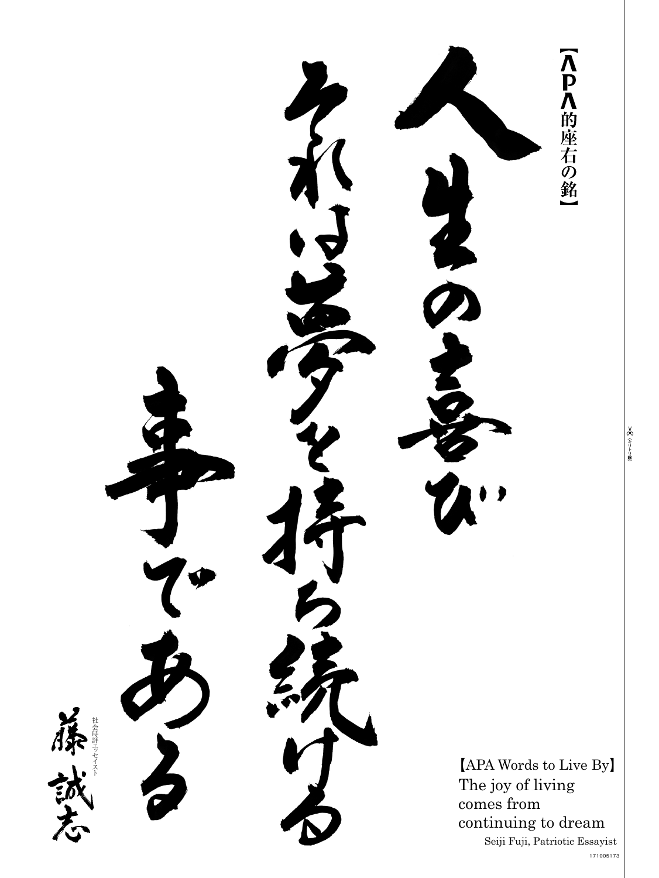【APA的座右の銘】

人生の喜び
それは夢を持ち続ける
事である

社会時評エッセイスト
藤 誠志

【APA Words to Live By】
The joy of living
comes from
continuing to dream

Seiji Fuji, Patriotic Essayist

171005173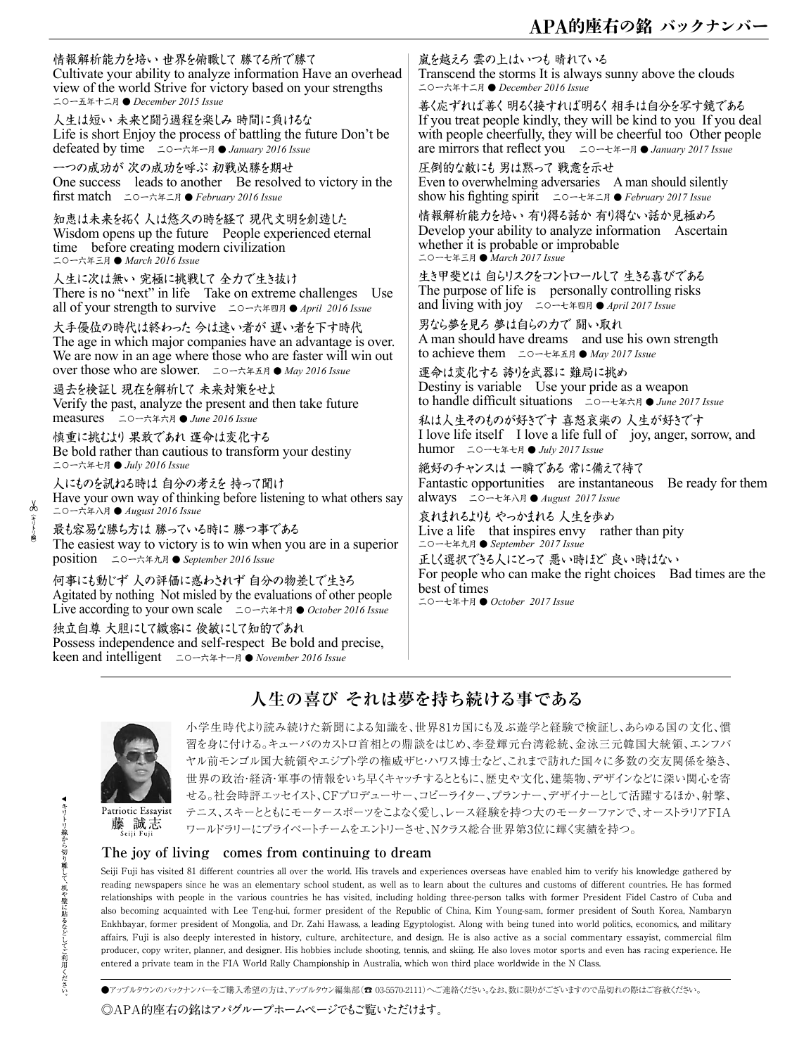## APA的座右の銘 バックナンバー

情報解析能力を培い 世界を俯瞰して 勝てる所で勝て
Cultivate your ability to analyze information Have an overhead view of the world Strive for victory based on your strengths
二〇一五年十二月 ● *December 2015 Issue*

人生は短い 未来と闘う過程を楽しみ 時間に負けるな
Life is short Enjoy the process of battling the future Don't be defeated by time 二〇一六年一月 ● *January 2016 Issue*

一つの成功が 次の成功を呼ぶ 初戦必勝を期せ
One success leads to another Be resolved to victory in the first match 二〇一六年二月 ● *February 2016 Issue*

知恵は未来を拓く 人は悠久の時を経て 現代文明を創造した
Wisdom opens up the future People experienced eternal time before creating modern civilization
二〇一六年三月 ● *March 2016 Issue*

人生に次は無い 究極に挑戦して 全力で生き抜け
There is no "next" in life Take on extreme challenges Use all of your strength to survive 二〇一六年四月 ● *April 2016 Issue*

大手優位の時代は終わった 今は速い者が 遅い者を下す時代
The age in which major companies have an advantage is over. We are now in an age where those who are faster will win out over those who are slower. 二〇一六年五月 ● *May 2016 Issue*

過去を検証し 現在を解析して 未来対策をせよ
Verify the past, analyze the present and then take future measures 二〇一六年六月 ● *June 2016 Issue*

慎重に挑むより 果敢であれ 運命は変化する
Be bold rather than cautious to transform your destiny
二〇一六年七月 ● *July 2016 Issue*

人にものを訊ねる時は 自分の考えを 持って聞け
Have your own way of thinking before listening to what others say
二〇一六年八月 ● *August 2016 Issue*

最も容易な勝ち方は 勝っている時に 勝つ事である
The easiest way to victory is to win when you are in a superior position 二〇一六年九月 ● *September 2016 Issue*

何事にも動じず 人の評価に惑わされず 自分の物差しで生きろ
Agitated by nothing Not misled by the evaluations of other people Live according to your own scale 二〇一六年十月 ● *October 2016 Issue*

独立自尊 大胆にして緻密に 俊敏にして知的であれ
Possess independence and self-respect Be bold and precise, keen and intelligent 二〇一六年十一月 ● *November 2016 Issue*

嵐を越えろ 雲の上はいつも 晴れている
Transcend the storms It is always sunny above the clouds
二〇一六年十二月 ● *December 2016 Issue*

善く応ずれば善く 明るく接すれば明るく 相手は自分を写す鏡である
If you treat people kindly, they will be kind to you If you deal with people cheerfully, they will be cheerful too Other people are mirrors that reflect you 二〇一七年一月 ● *January 2017 Issue*

圧倒的な敵にも 男は黙って 戦意を示せ
Even to overwhelming adversaries A man should silently show his fighting spirit 二〇一七年二月 ● *February 2017 Issue*

情報解析能力を培い 有り得る話か 有り得ない話か見極めろ
Develop your ability to analyze information Ascertain whether it is probable or improbable
二〇一七年三月 ● *March 2017 Issue*

生き甲斐とは 自らリスクをコントロールして 生きる喜びである
The purpose of life is personally controlling risks and living with joy 二〇一七年四月 ● *April 2017 Issue*

男なら夢を見ろ 夢は自らの力で 闘い取れ
A man should have dreams and use his own strength to achieve them 二〇一七年五月 ● *May 2017 Issue*

運命は変化する 誇りを武器に 難局に挑め
Destiny is variable Use your pride as a weapon to handle difficult situations 二〇一七年六月 ● *June 2017 Issue*

私は人生そのものが好きです 喜怒哀楽の 人生が好きです
I love life itself I love a life full of joy, anger, sorrow, and humor 二〇一七年七月 ● *July 2017 Issue*

絶好のチャンスは 一瞬である 常に備えて待て
Fantastic opportunities are instantaneous Be ready for them always 二〇一七年八月 ● *August 2017 Issue*

哀れまれるよりも やっかまれる 人生を歩め
Live a life that inspires envy rather than pity
二〇一七年九月 ● *September 2017 Issue*

正しく選択できる人にとって 悪い時ほど 良い時はない
For people who can make the right choices Bad times are the best of times
二〇一七年十月 ● *October 2017 Issue*

## 人生の喜び それは夢を持ち続ける事である

Patriotic Essayist
藤 誠志
Seiji Fuji

小学生時代より読み続けた新聞による知識を、世界81カ国にも及ぶ遊学と経験で検証し、あらゆる国の文化、慣習を身に付ける。キューバのカストロ首相との鼎談をはじめ、李登輝元台湾総統、金泳三元韓国大統領、エンフバヤル前モンゴル国大統領やエジプト学の権威ザヒ・ハワス博士など、これまで訪れた国々に多数の交友関係を築き、世界の政治・経済・軍事の情報をいち早くキャッチするとともに、歴史や文化、建築物、デザインなどに深い関心を寄せる。社会時評エッセイスト、CFプロデューサー、コピーライター、プランナー、デザイナーとして活躍するほか、射撃、テニス、スキーとともにモータースポーツをこよなく愛し、レース経験を持つ大のモーターファンで、オーストラリアFIAワールドラリーにプライベートチームをエントリーさせ、Nクラス総合世界第3位に輝く実績を持つ。

### The joy of living comes from continuing to dream

Seiji Fuji has visited 81 different countries all over the world. His travels and experiences overseas have enabled him to verify his knowledge gathered by reading newspapers since he was an elementary school student, as well as to learn about the cultures and customs of different countries. He has formed relationships with people in the various countries he has visited, including holding three-person talks with former President Fidel Castro of Cuba and also becoming acquainted with Lee Teng-hui, former president of the Republic of China, Kim Young-sam, former president of South Korea, Nambaryn Enkhbayar, former president of Mongolia, and Dr. Zahi Hawass, a leading Egyptologist. Along with being tuned into world politics, economics, and military affairs, Fuji is also deeply interested in history, culture, architecture, and design. He is also active as a social commentary essayist, commercial film producer, copy writer, planner, and designer. His hobbies include shooting, tennis, and skiing. He also loves motor sports and even has racing experience. He entered a private team in the FIA World Rally Championship in Australia, which won third place worldwide in the N Class.

◀キリトリ線から切り離して、机や壁に貼るなどしてご利用ください。

●アップルタウンのバックナンバーをご購入希望の方は、アップルタウン編集部(☎ 03-5570-2111)へご連絡ください。なお、数に限りがございますので品切れの際はご容赦ください。

◎APA的座右の銘はアパグループホームページでもご覧いただけます。